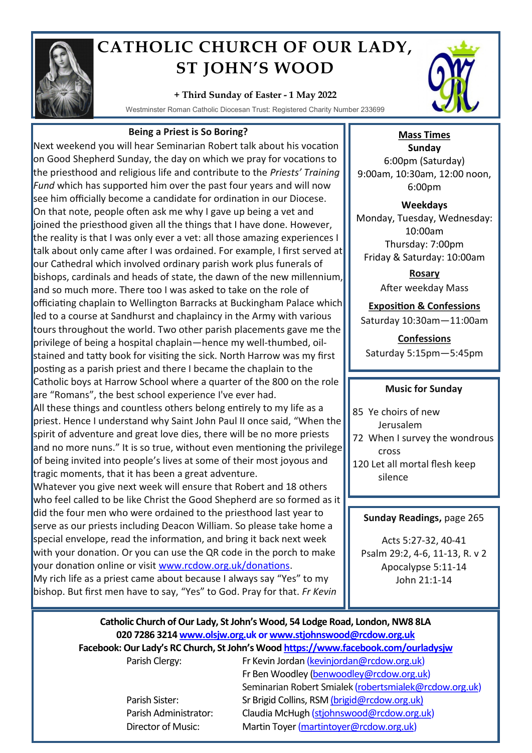# CATHOLIC CHURCH OF OUR LADY, ST JOHN'S WOOD

**+ Third Sunday of Easter - 1 May 2022**

Westminster Roman Catholic Diocesan Trust: Registered Charity Number 233699

## Being a Priest is So Boring?

Next weekend you will hear Seminarian Robert talk about his vocation on Good Shepherd Sunday, the day on which we pray for vocations to the priesthood and religious life and contribute to the *Priests' Training Fund* which has supported him over the past four years and will now see him officially become a candidate for ordination in our Diocese.

On that note, people often ask me why I gave up being a vet and joined the priesthood given all the things that I have done. However, the reality is that I was only ever a vet: all those amazing experiences I talk about only came after I was ordained. For example, I first served at our Cathedral which involved ordinary parish work plus funerals of bishops, cardinals and heads of state, the dawn of the new millennium, and so much more. There too I was asked to take on the role of officiating chaplain to Wellington Barracks at Buckingham Palace which led to a course at Sandhurst and chaplaincy in the Army with various tours throughout the world. Two other parish placements gave me the privilege of being a hospital chaplain—hence my well-thumbed, oil-stained and tatty book for visiting the sick. North Harrow was my first posting as a parish priest and there I became the chaplain to the Catholic boys at Harrow School where a quarter of the 800 on the role are "Romans", the best school experience I've ever had.

All these things and countless others belong entirely to my life as a priest. Hence I understand why Saint John Paul II once said, "When the spirit of adventure and great love dies, there will be no more priests and no more nuns." It is so true, without even mentioning the privilege of being invited into people's lives at some of their most joyous and tragic moments, that it has been a great adventure.

Whatever you give next week will ensure that Robert and 18 others who feel called to be like Christ the Good Shepherd are so formed as it did the four men who were ordained to the priesthood last year to serve as our priests including Deacon William. So please take home a special envelope, read the information, and bring it back next week with your donation. Or you can use the QR code in the porch to make your donation online or visit www.rcdow.org.uk/donations.

My rich life as a priest came about because I always say "Yes" to my bishop. But first men have to say, "Yes" to God. Pray for that. *Fr Kevin*

## Mass Times

**Sunday**

6:00pm (Saturday)
9:00am, 10:30am, 12:00 noon, 6:00pm

**Weekdays**

Monday, Tuesday, Wednesday: 10:00am
Thursday: 7:00pm
Friday & Saturday: 10:00am

**Rosary**

After weekday Mass

**Exposition & Confessions**

Saturday 10:30am—11:00am

**Confessions**

Saturday 5:15pm—5:45pm

## Music for Sunday

85 Ye choirs of new Jerusalem
72 When I survey the wondrous cross
120 Let all mortal flesh keep silence

## Sunday Readings, page 265

Acts 5:27-32, 40-41
Psalm 29:2, 4-6, 11-13, R. v 2
Apocalypse 5:11-14
John 21:1-14

---

**Catholic Church of Our Lady, St John's Wood, 54 Lodge Road, London, NW8 8LA**
**020 7286 3214 www.olsjw.org.uk or www.stjohnswood@rcdow.org.uk**
**Facebook: Our Lady's RC Church, St John's Wood https://www.facebook.com/ourladysjw**

| | |
|---|---|
| Parish Clergy: | Fr Kevin Jordan (kevinjordan@rcdow.org.uk) |
| | Fr Ben Woodley (benwoodley@rcdow.org.uk) |
| | Seminarian Robert Smialek (robertsmialek@rcdow.org.uk) |
| Parish Sister: | Sr Brigid Collins, RSM (brigid@rcdow.org.uk) |
| Parish Administrator: | Claudia McHugh (stjohnswood@rcdow.org.uk) |
| Director of Music: | Martin Toyer (martintoyer@rcdow.org.uk) |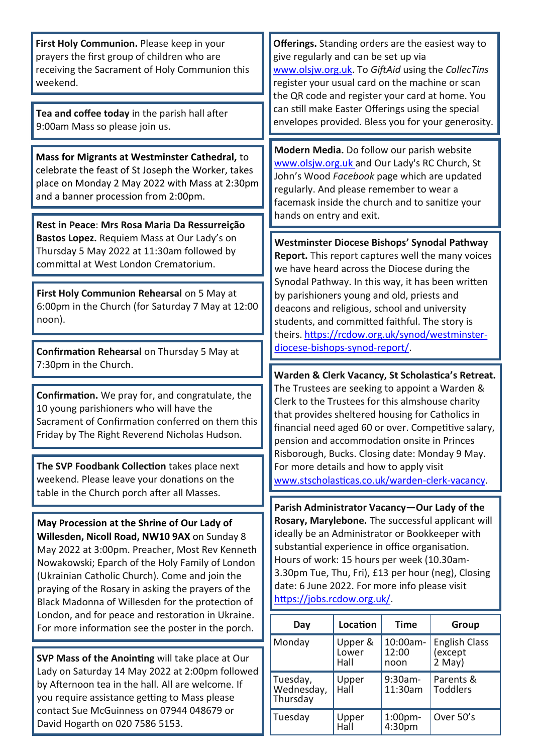**First Holy Communion.** Please keep in your prayers the first group of children who are receiving the Sacrament of Holy Communion this weekend.

**Tea and coffee today** in the parish hall after 9:00am Mass so please join us.

**Mass for Migrants at Westminster Cathedral,** to celebrate the feast of St Joseph the Worker, takes place on Monday 2 May 2022 with Mass at 2:30pm and a banner procession from 2:00pm.

**Rest in Peace**: **Mrs Rosa Maria Da Ressurreição Bastos Lopez.** Requiem Mass at Our Lady's on Thursday 5 May 2022 at 11:30am followed by committal at West London Crematorium.

**First Holy Communion Rehearsal** on 5 May at 6:00pm in the Church (for Saturday 7 May at 12:00 noon).

**Confirmation Rehearsal** on Thursday 5 May at 7:30pm in the Church.

**Confirmation.** We pray for, and congratulate, the 10 young parishioners who will have the Sacrament of Confirmation conferred on them this Friday by The Right Reverend Nicholas Hudson.

**The SVP Foodbank Collection** takes place next weekend. Please leave your donations on the table in the Church porch after all Masses.

**May Procession at the Shrine of Our Lady of Willesden, Nicoll Road, NW10 9AX** on Sunday 8 May 2022 at 3:00pm. Preacher, Most Rev Kenneth Nowakowski; Eparch of the Holy Family of London (Ukrainian Catholic Church). Come and join the praying of the Rosary in asking the prayers of the Black Madonna of Willesden for the protection of London, and for peace and restoration in Ukraine. For more information see the poster in the porch.

**SVP Mass of the Anointing** will take place at Our Lady on Saturday 14 May 2022 at 2:00pm followed by Afternoon tea in the hall. All are welcome. If you require assistance getting to Mass please contact Sue McGuinness on 07944 048679 or David Hogarth on 020 7586 5153.

**Offerings.** Standing orders are the easiest way to give regularly and can be set up via www.olsjw.org.uk. To *GiftAid* using the *CollecTins* register your usual card on the machine or scan the QR code and register your card at home. You can still make Easter Offerings using the special envelopes provided. Bless you for your generosity.

**Modern Media.** Do follow our parish website www.olsjw.org.uk and Our Lady's RC Church, St John's Wood *Facebook* page which are updated regularly. And please remember to wear a facemask inside the church and to sanitize your hands on entry and exit.

**Westminster Diocese Bishops' Synodal Pathway Report.** This report captures well the many voices we have heard across the Diocese during the Synodal Pathway. In this way, it has been written by parishioners young and old, priests and deacons and religious, school and university students, and committed faithful. The story is theirs. https://rcdow.org.uk/synod/westminster-diocese-bishops-synod-report/.

**Warden & Clerk Vacancy, St Scholastica's Retreat.** The Trustees are seeking to appoint a Warden & Clerk to the Trustees for this almshouse charity that provides sheltered housing for Catholics in financial need aged 60 or over. Competitive salary, pension and accommodation onsite in Princes Risborough, Bucks. Closing date: Monday 9 May. For more details and how to apply visit www.stscholasticas.co.uk/warden-clerk-vacancy.

**Parish Administrator Vacancy—Our Lady of the Rosary, Marylebone.** The successful applicant will ideally be an Administrator or Bookkeeper with substantial experience in office organisation. Hours of work: 15 hours per week (10.30am-3.30pm Tue, Thu, Fri), £13 per hour (neg), Closing date: 6 June 2022. For more info please visit https://jobs.rcdow.org.uk/.

| Day | Location | Time | Group |
|---|---|---|---|
| Monday | Upper & Lower Hall | 10:00am-12:00 noon | English Class (except 2 May) |
| Tuesday, Wednesday, Thursday | Upper Hall | 9:30am-11:30am | Parents & Toddlers |
| Tuesday | Upper Hall | 1:00pm-4:30pm | Over 50's |